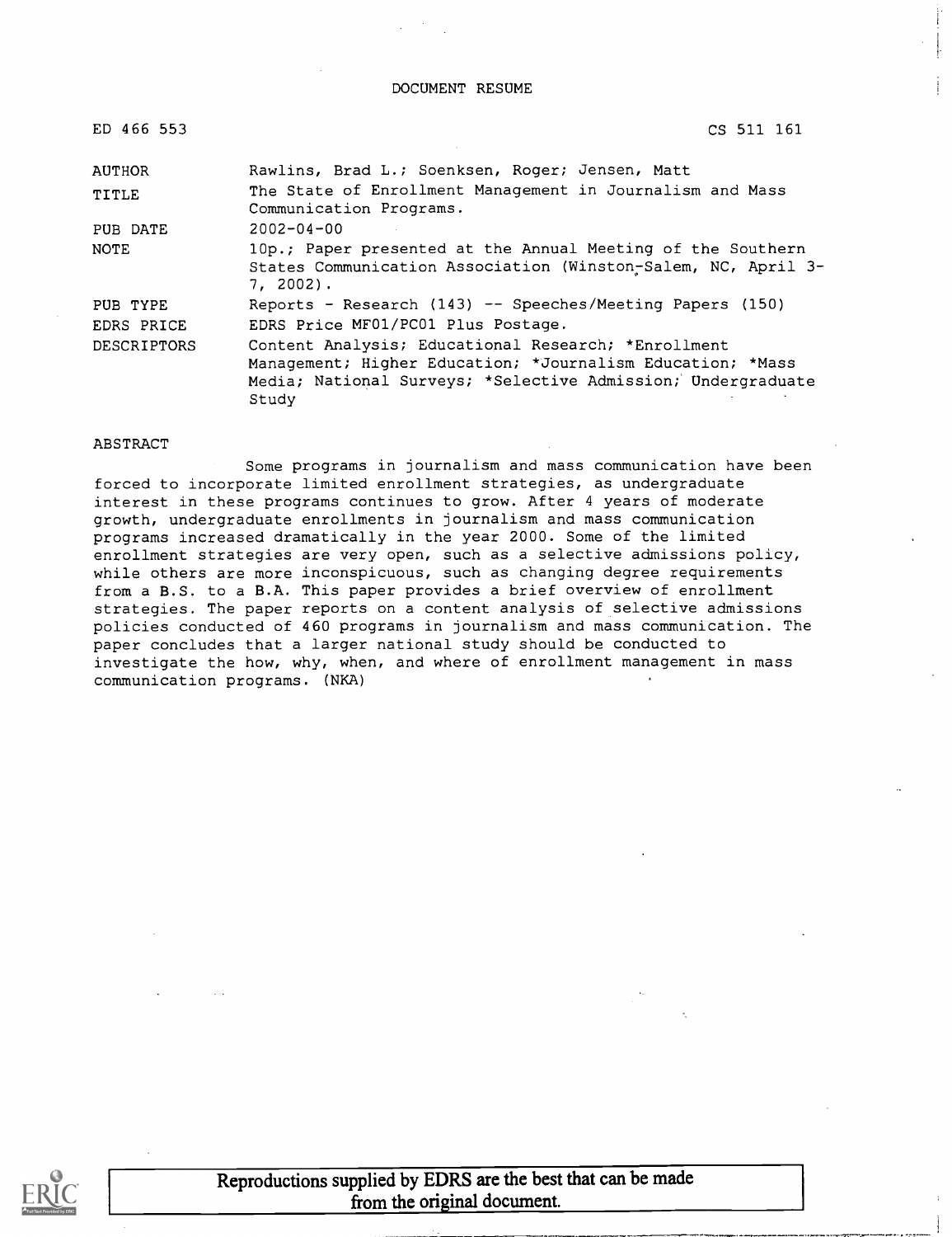DOCUMENT RESUME

| | |
|---|---|
| ED 466 553 | CS 511 161 |
| AUTHOR | Rawlins, Brad L.; Soenksen, Roger; Jensen, Matt |
| TITLE | The State of Enrollment Management in Journalism and Mass Communication Programs. |
| PUB DATE | 2002-04-00 |
| NOTE | 10p.; Paper presented at the Annual Meeting of the Southern States Communication Association (Winston-Salem, NC, April 3-7, 2002). |
| PUB TYPE | Reports - Research (143) -- Speeches/Meeting Papers (150) |
| EDRS PRICE | EDRS Price MF01/PC01 Plus Postage. |
| DESCRIPTORS | Content Analysis; Educational Research; *Enrollment Management; Higher Education; *Journalism Education; *Mass Media; National Surveys; *Selective Admission; Undergraduate Study |

ABSTRACT

Some programs in journalism and mass communication have been forced to incorporate limited enrollment strategies, as undergraduate interest in these programs continues to grow. After 4 years of moderate growth, undergraduate enrollments in journalism and mass communication programs increased dramatically in the year 2000. Some of the limited enrollment strategies are very open, such as a selective admissions policy, while others are more inconspicuous, such as changing degree requirements from a B.S. to a B.A. This paper provides a brief overview of enrollment strategies. The paper reports on a content analysis of selective admissions policies conducted of 460 programs in journalism and mass communication. The paper concludes that a larger national study should be conducted to investigate the how, why, when, and where of enrollment management in mass communication programs. (NKA)

Reproductions supplied by EDRS are the best that can be made from the original document.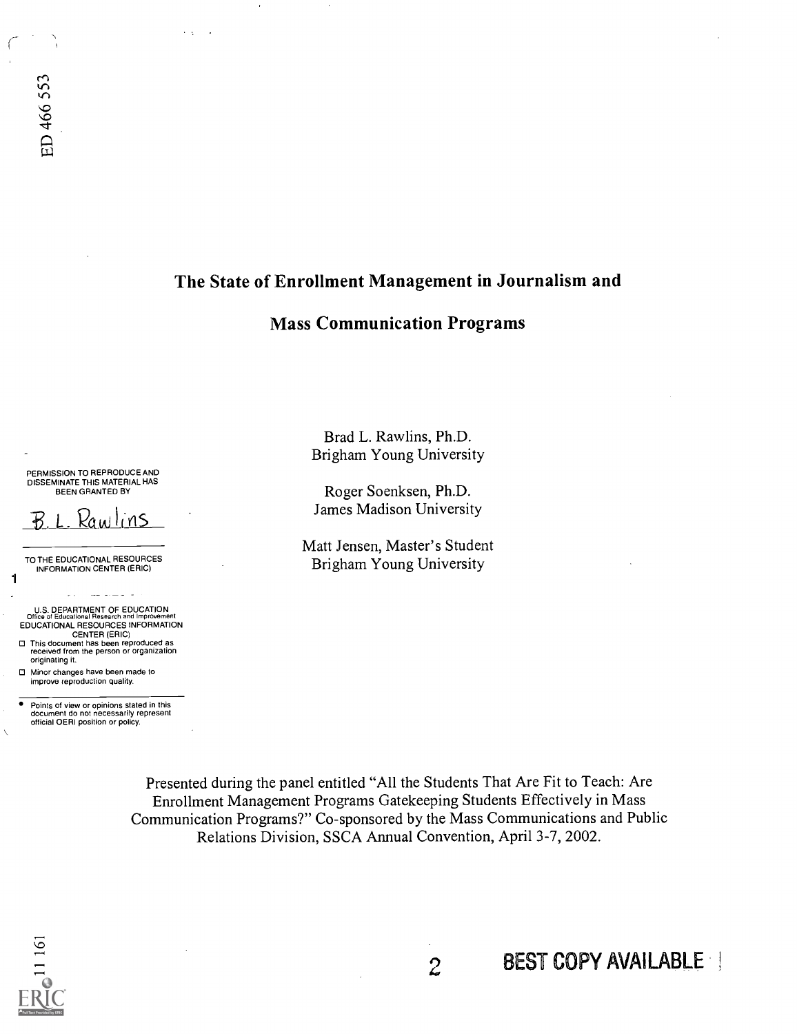# The State of Enrollment Management in Journalism and Mass Communication Programs

Brad L. Rawlins, Ph.D.
Brigham Young University

Roger Soenksen, Ph.D.
James Madison University

Matt Jensen, Master's Student
Brigham Young University

Presented during the panel entitled "All the Students That Are Fit to Teach: Are Enrollment Management Programs Gatekeeping Students Effectively in Mass Communication Programs?" Co-sponsored by the Mass Communications and Public Relations Division, SSCA Annual Convention, April 3-7, 2002.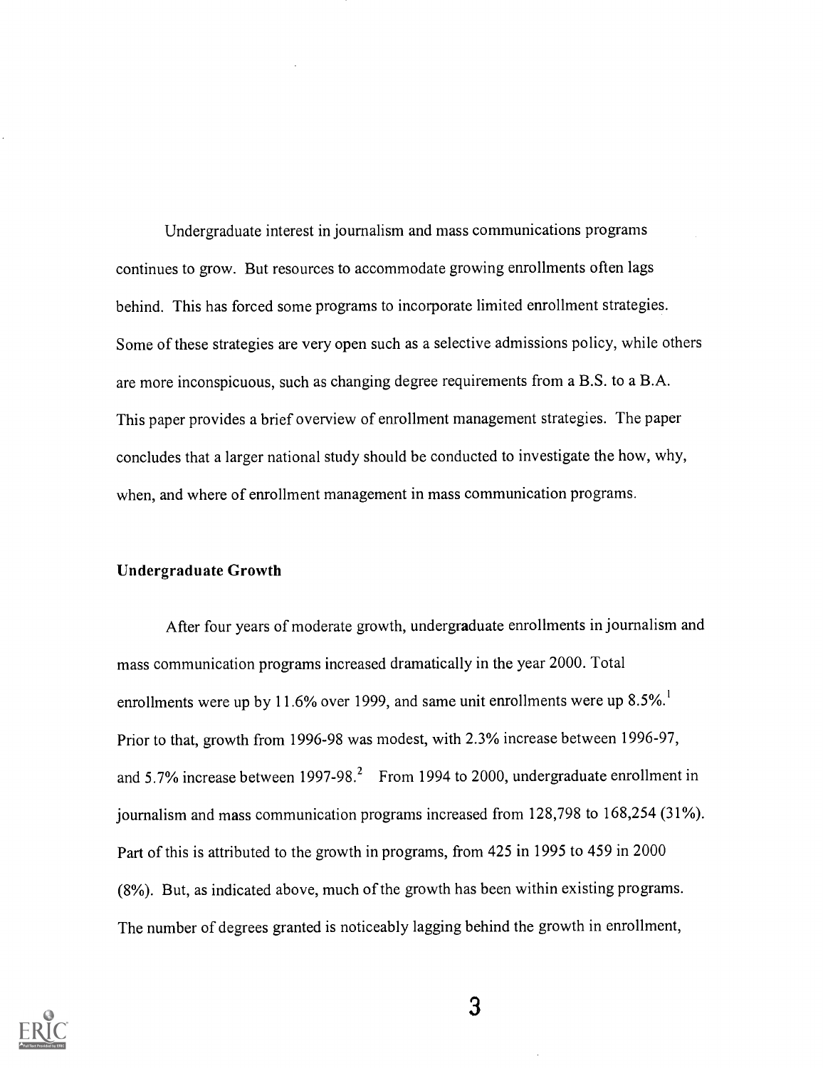Undergraduate interest in journalism and mass communications programs continues to grow. But resources to accommodate growing enrollments often lags behind. This has forced some programs to incorporate limited enrollment strategies. Some of these strategies are very open such as a selective admissions policy, while others are more inconspicuous, such as changing degree requirements from a B.S. to a B.A. This paper provides a brief overview of enrollment management strategies. The paper concludes that a larger national study should be conducted to investigate the how, why, when, and where of enrollment management in mass communication programs.

**Undergraduate Growth**

After four years of moderate growth, undergraduate enrollments in journalism and mass communication programs increased dramatically in the year 2000. Total enrollments were up by 11.6% over 1999, and same unit enrollments were up 8.5%.[1] Prior to that, growth from 1996-98 was modest, with 2.3% increase between 1996-97, and 5.7% increase between 1997-98.[2] From 1994 to 2000, undergraduate enrollment in journalism and mass communication programs increased from 128,798 to 168,254 (31%). Part of this is attributed to the growth in programs, from 425 in 1995 to 459 in 2000 (8%). But, as indicated above, much of the growth has been within existing programs. The number of degrees granted is noticeably lagging behind the growth in enrollment,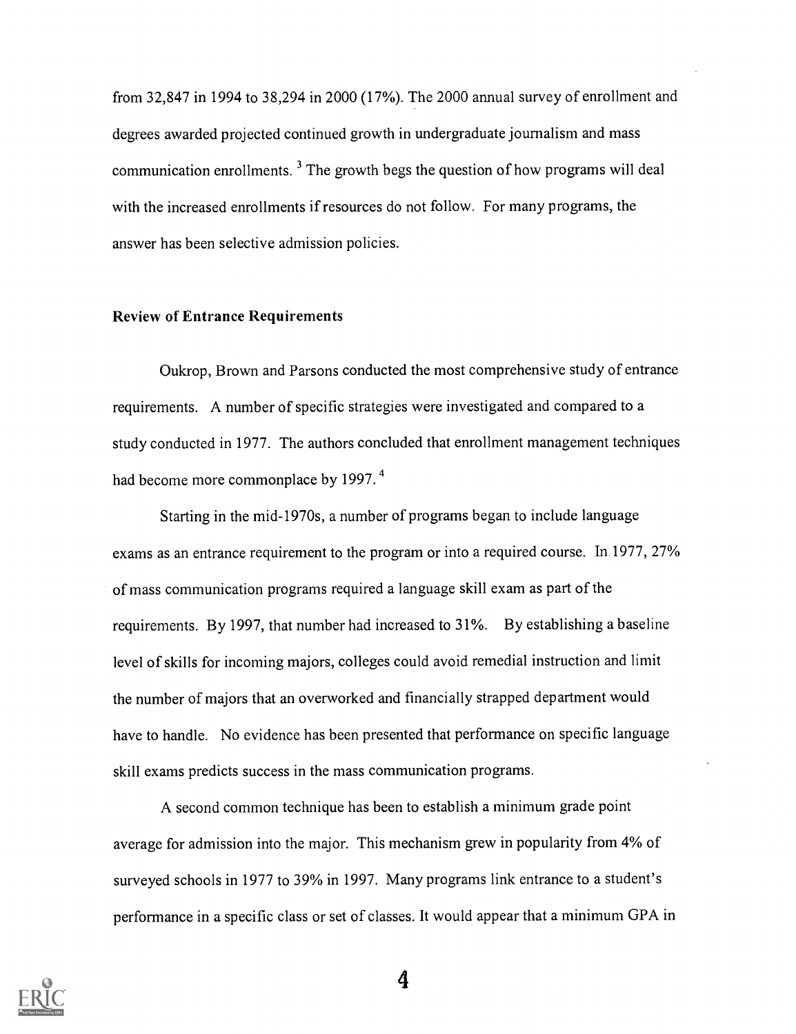from 32,847 in 1994 to 38,294 in 2000 (17%). The 2000 annual survey of enrollment and degrees awarded projected continued growth in undergraduate journalism and mass communication enrollments.[3] The growth begs the question of how programs will deal with the increased enrollments if resources do not follow. For many programs, the answer has been selective admission policies.

### Review of Entrance Requirements

Oukrop, Brown and Parsons conducted the most comprehensive study of entrance requirements. A number of specific strategies were investigated and compared to a study conducted in 1977. The authors concluded that enrollment management techniques had become more commonplace by 1997.[4]

Starting in the mid-1970s, a number of programs began to include language exams as an entrance requirement to the program or into a required course. In 1977, 27% of mass communication programs required a language skill exam as part of the requirements. By 1997, that number had increased to 31%. By establishing a baseline level of skills for incoming majors, colleges could avoid remedial instruction and limit the number of majors that an overworked and financially strapped department would have to handle. No evidence has been presented that performance on specific language skill exams predicts success in the mass communication programs.

A second common technique has been to establish a minimum grade point average for admission into the major. This mechanism grew in popularity from 4% of surveyed schools in 1977 to 39% in 1997. Many programs link entrance to a student's performance in a specific class or set of classes. It would appear that a minimum GPA in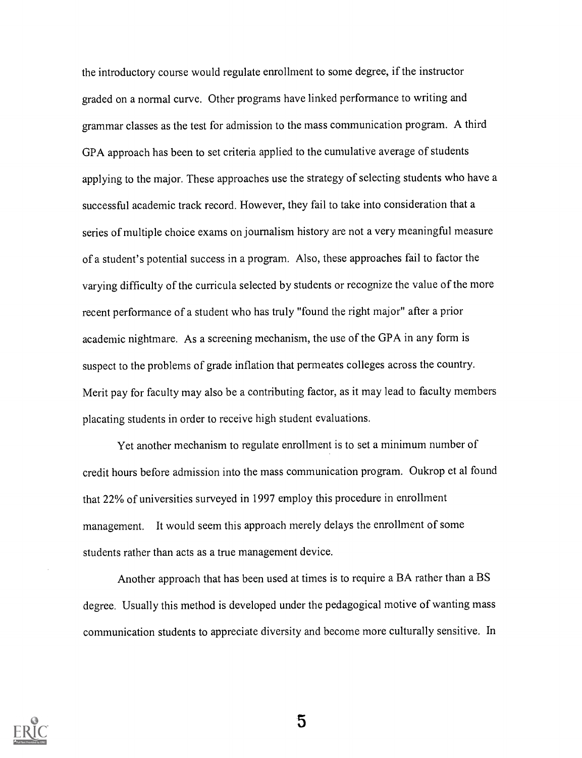the introductory course would regulate enrollment to some degree, if the instructor graded on a normal curve. Other programs have linked performance to writing and grammar classes as the test for admission to the mass communication program. A third GPA approach has been to set criteria applied to the cumulative average of students applying to the major. These approaches use the strategy of selecting students who have a successful academic track record. However, they fail to take into consideration that a series of multiple choice exams on journalism history are not a very meaningful measure of a student's potential success in a program. Also, these approaches fail to factor the varying difficulty of the curricula selected by students or recognize the value of the more recent performance of a student who has truly "found the right major" after a prior academic nightmare. As a screening mechanism, the use of the GPA in any form is suspect to the problems of grade inflation that permeates colleges across the country. Merit pay for faculty may also be a contributing factor, as it may lead to faculty members placating students in order to receive high student evaluations.

Yet another mechanism to regulate enrollment is to set a minimum number of credit hours before admission into the mass communication program. Oukrop et al found that 22% of universities surveyed in 1997 employ this procedure in enrollment management. It would seem this approach merely delays the enrollment of some students rather than acts as a true management device.

Another approach that has been used at times is to require a BA rather than a BS degree. Usually this method is developed under the pedagogical motive of wanting mass communication students to appreciate diversity and become more culturally sensitive. In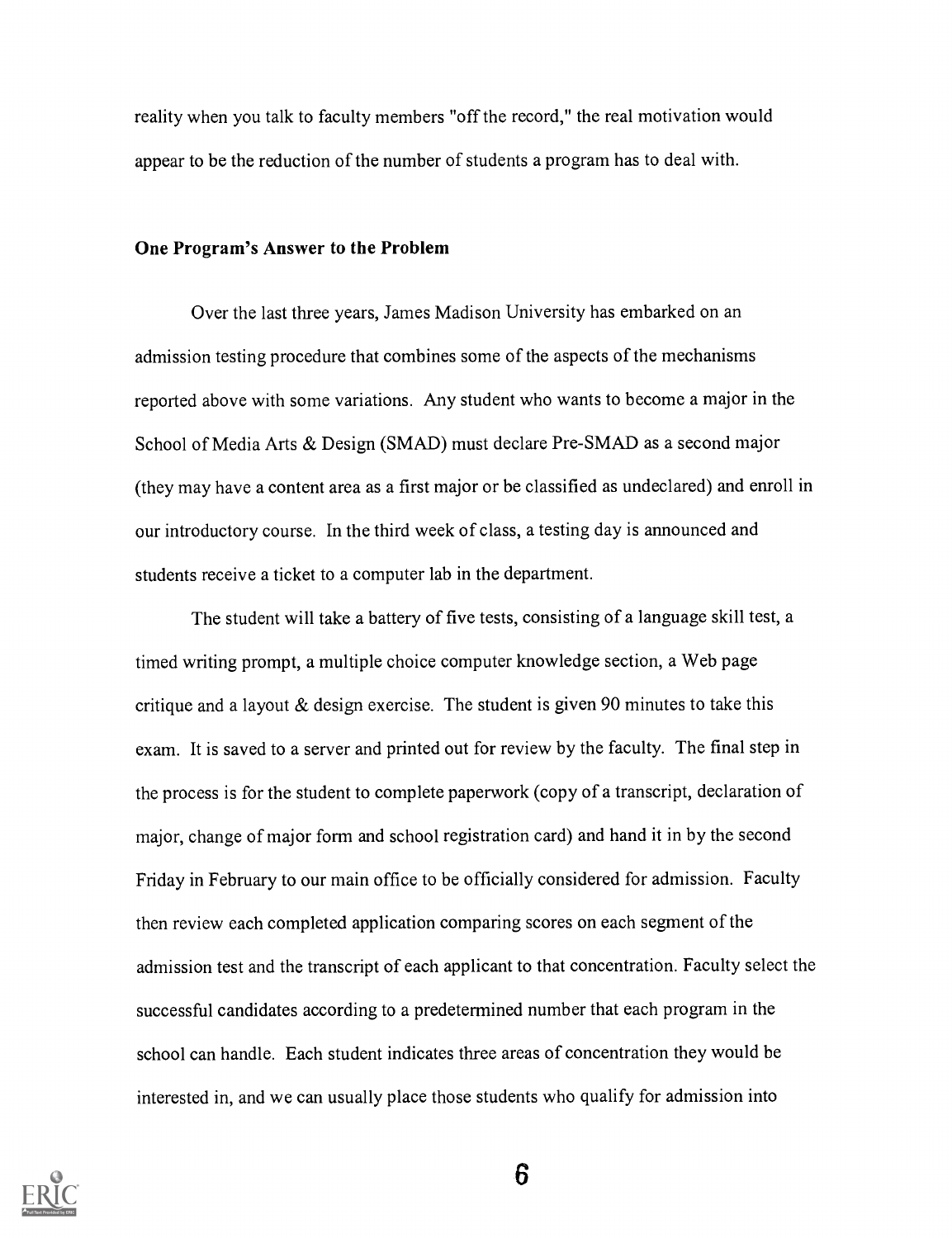reality when you talk to faculty members "off the record," the real motivation would appear to be the reduction of the number of students a program has to deal with.

**One Program's Answer to the Problem**

Over the last three years, James Madison University has embarked on an admission testing procedure that combines some of the aspects of the mechanisms reported above with some variations. Any student who wants to become a major in the School of Media Arts & Design (SMAD) must declare Pre-SMAD as a second major (they may have a content area as a first major or be classified as undeclared) and enroll in our introductory course. In the third week of class, a testing day is announced and students receive a ticket to a computer lab in the department.

The student will take a battery of five tests, consisting of a language skill test, a timed writing prompt, a multiple choice computer knowledge section, a Web page critique and a layout & design exercise. The student is given 90 minutes to take this exam. It is saved to a server and printed out for review by the faculty. The final step in the process is for the student to complete paperwork (copy of a transcript, declaration of major, change of major form and school registration card) and hand it in by the second Friday in February to our main office to be officially considered for admission. Faculty then review each completed application comparing scores on each segment of the admission test and the transcript of each applicant to that concentration. Faculty select the successful candidates according to a predetermined number that each program in the school can handle. Each student indicates three areas of concentration they would be interested in, and we can usually place those students who qualify for admission into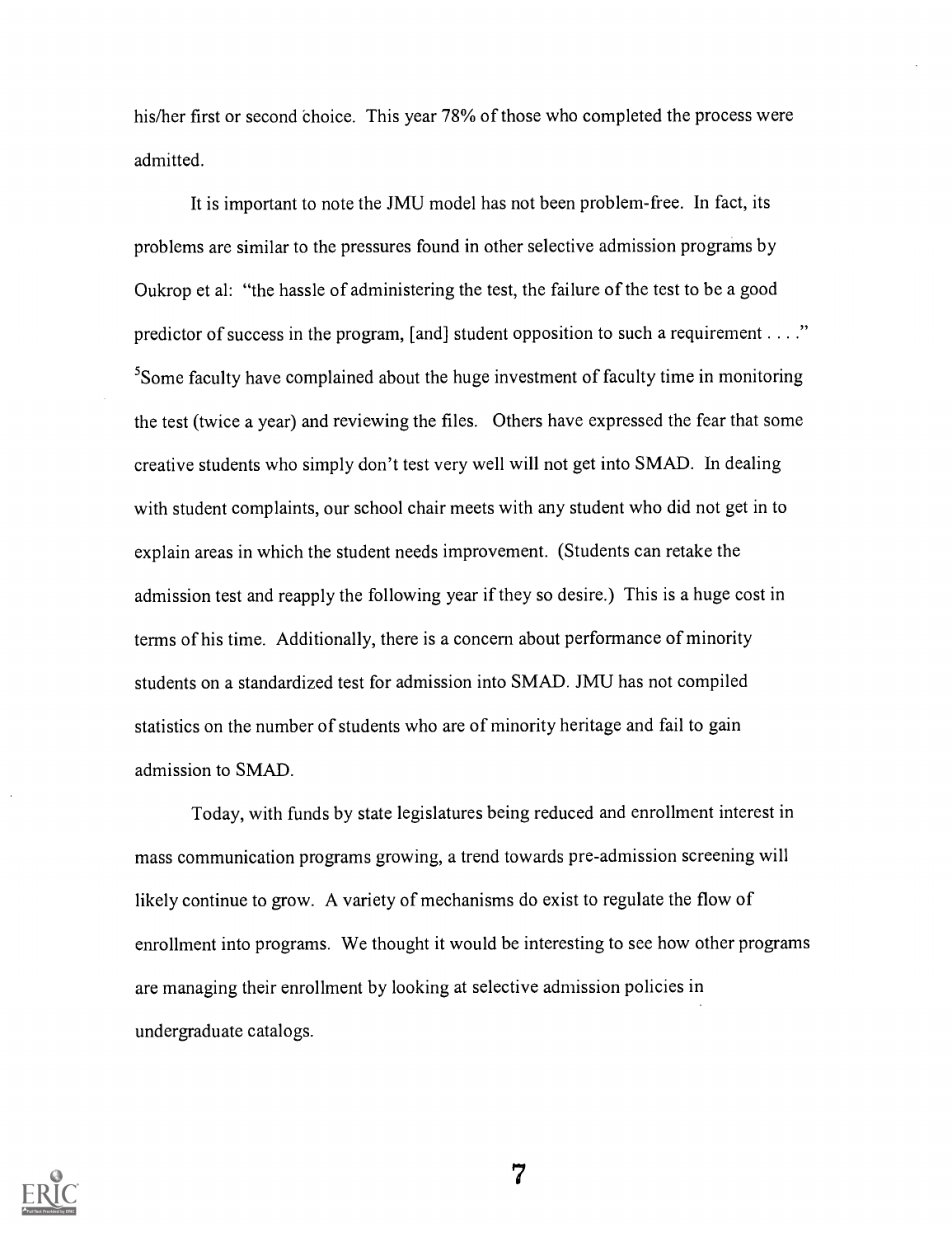his/her first or second choice. This year 78% of those who completed the process were admitted.

It is important to note the JMU model has not been problem-free. In fact, its problems are similar to the pressures found in other selective admission programs by Oukrop et al: "the hassle of administering the test, the failure of the test to be a good predictor of success in the program, [and] student opposition to such a requirement . . . ." [5]Some faculty have complained about the huge investment of faculty time in monitoring the test (twice a year) and reviewing the files. Others have expressed the fear that some creative students who simply don't test very well will not get into SMAD. In dealing with student complaints, our school chair meets with any student who did not get in to explain areas in which the student needs improvement. (Students can retake the admission test and reapply the following year if they so desire.) This is a huge cost in terms of his time. Additionally, there is a concern about performance of minority students on a standardized test for admission into SMAD. JMU has not compiled statistics on the number of students who are of minority heritage and fail to gain admission to SMAD.

Today, with funds by state legislatures being reduced and enrollment interest in mass communication programs growing, a trend towards pre-admission screening will likely continue to grow. A variety of mechanisms do exist to regulate the flow of enrollment into programs. We thought it would be interesting to see how other programs are managing their enrollment by looking at selective admission policies in undergraduate catalogs.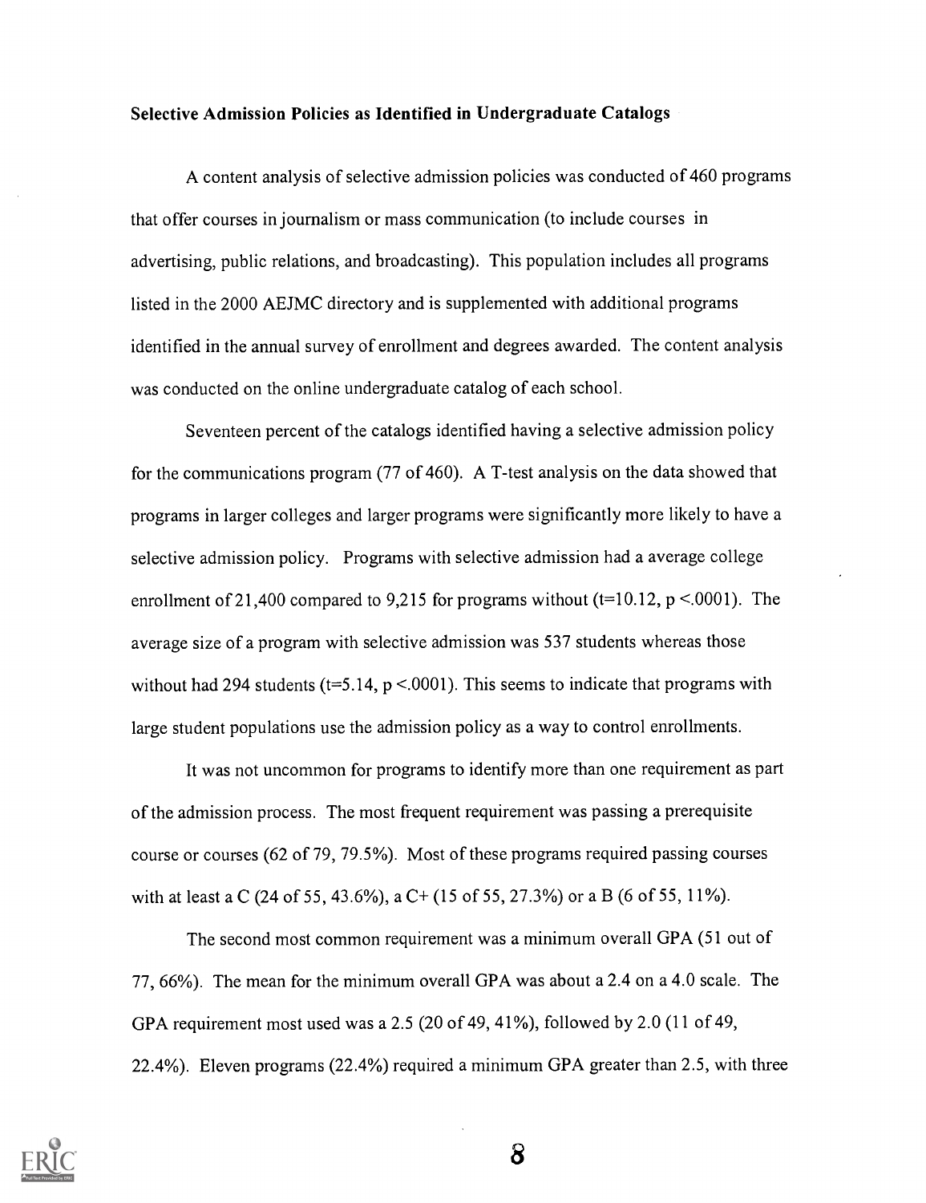**Selective Admission Policies as Identified in Undergraduate Catalogs**

A content analysis of selective admission policies was conducted of 460 programs that offer courses in journalism or mass communication (to include courses in advertising, public relations, and broadcasting). This population includes all programs listed in the 2000 AEJMC directory and is supplemented with additional programs identified in the annual survey of enrollment and degrees awarded. The content analysis was conducted on the online undergraduate catalog of each school.

Seventeen percent of the catalogs identified having a selective admission policy for the communications program (77 of 460). A T-test analysis on the data showed that programs in larger colleges and larger programs were significantly more likely to have a selective admission policy. Programs with selective admission had a average college enrollment of 21,400 compared to 9,215 for programs without ($t=10.12$, $p < .0001$). The average size of a program with selective admission was 537 students whereas those without had 294 students ($t=5.14$, $p < .0001$). This seems to indicate that programs with large student populations use the admission policy as a way to control enrollments.

It was not uncommon for programs to identify more than one requirement as part of the admission process. The most frequent requirement was passing a prerequisite course or courses (62 of 79, 79.5%). Most of these programs required passing courses with at least a C (24 of 55, 43.6%), a C+ (15 of 55, 27.3%) or a B (6 of 55, 11%).

The second most common requirement was a minimum overall GPA (51 out of 77, 66%). The mean for the minimum overall GPA was about a 2.4 on a 4.0 scale. The GPA requirement most used was a 2.5 (20 of 49, 41%), followed by 2.0 (11 of 49, 22.4%). Eleven programs (22.4%) required a minimum GPA greater than 2.5, with three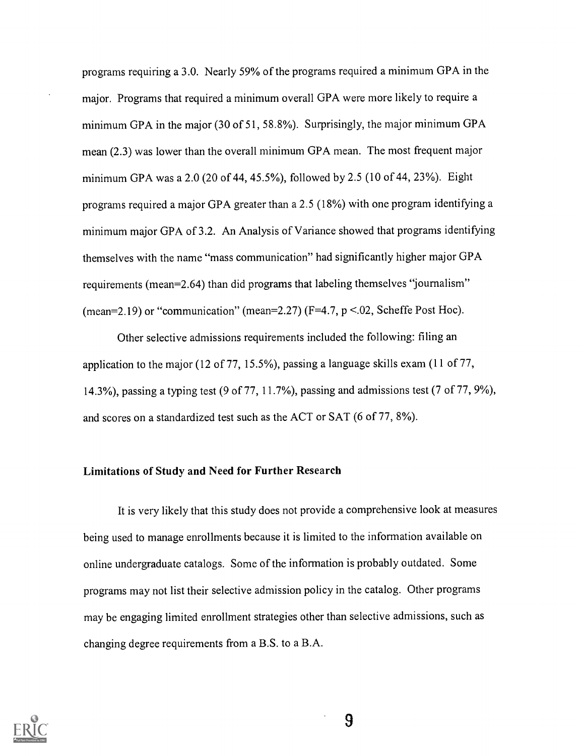programs requiring a 3.0. Nearly 59% of the programs required a minimum GPA in the major. Programs that required a minimum overall GPA were more likely to require a minimum GPA in the major (30 of 51, 58.8%). Surprisingly, the major minimum GPA mean (2.3) was lower than the overall minimum GPA mean. The most frequent major minimum GPA was a 2.0 (20 of 44, 45.5%), followed by 2.5 (10 of 44, 23%). Eight programs required a major GPA greater than a 2.5 (18%) with one program identifying a minimum major GPA of 3.2. An Analysis of Variance showed that programs identifying themselves with the name "mass communication" had significantly higher major GPA requirements (mean=2.64) than did programs that labeling themselves "journalism" (mean=2.19) or "communication" (mean=2.27) ($F=4.7$, $p < .02$, Scheffe Post Hoc).

Other selective admissions requirements included the following: filing an application to the major (12 of 77, 15.5%), passing a language skills exam (11 of 77, 14.3%), passing a typing test (9 of 77, 11.7%), passing and admissions test (7 of 77, 9%), and scores on a standardized test such as the ACT or SAT (6 of 77, 8%).

## Limitations of Study and Need for Further Research

It is very likely that this study does not provide a comprehensive look at measures being used to manage enrollments because it is limited to the information available on online undergraduate catalogs. Some of the information is probably outdated. Some programs may not list their selective admission policy in the catalog. Other programs may be engaging limited enrollment strategies other than selective admissions, such as changing degree requirements from a B.S. to a B.A.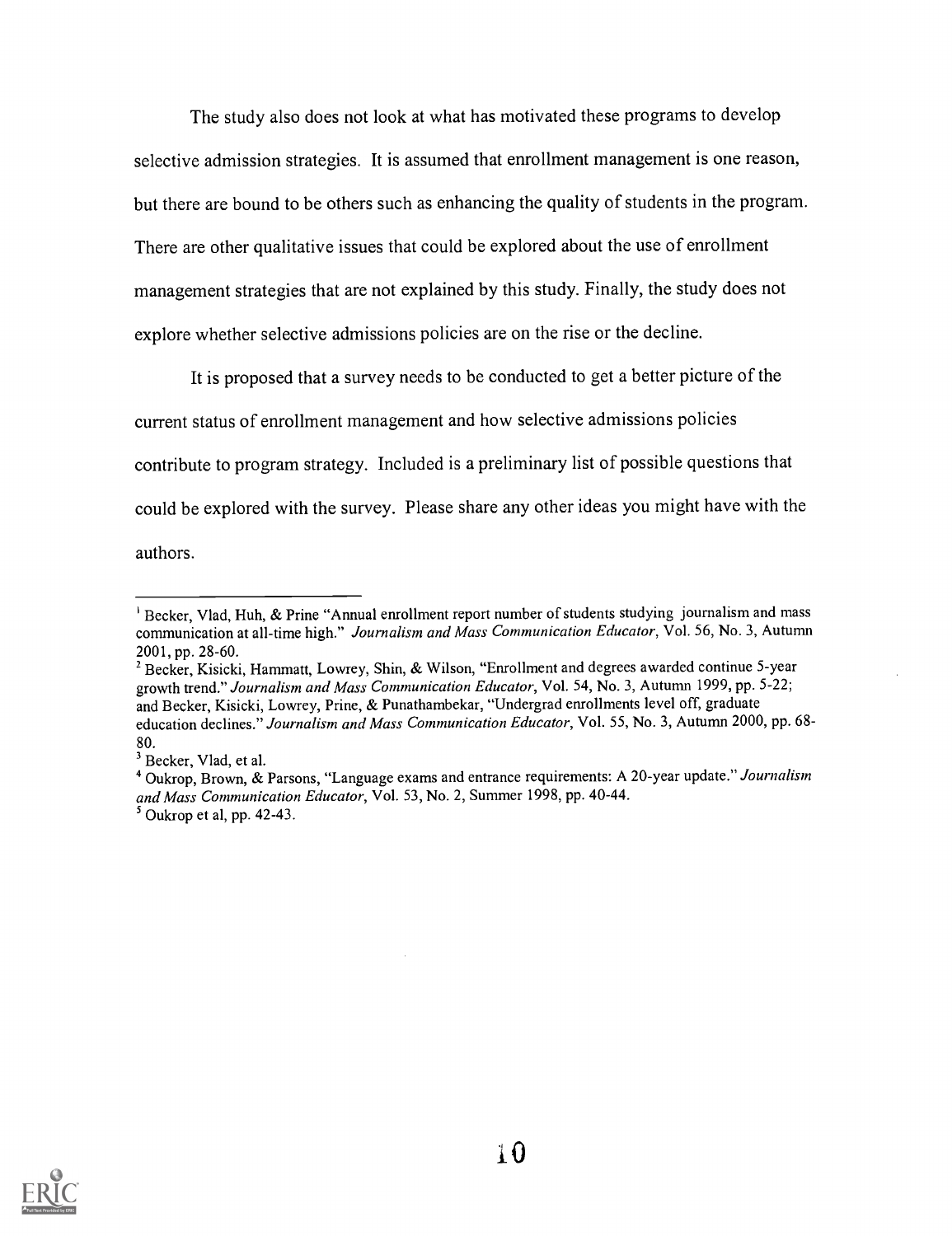The study also does not look at what has motivated these programs to develop selective admission strategies. It is assumed that enrollment management is one reason, but there are bound to be others such as enhancing the quality of students in the program. There are other qualitative issues that could be explored about the use of enrollment management strategies that are not explained by this study. Finally, the study does not explore whether selective admissions policies are on the rise or the decline.

It is proposed that a survey needs to be conducted to get a better picture of the current status of enrollment management and how selective admissions policies contribute to program strategy. Included is a preliminary list of possible questions that could be explored with the survey. Please share any other ideas you might have with the authors.

---

[1] Becker, Vlad, Huh, & Prine "Annual enrollment report number of students studying journalism and mass communication at all-time high." *Journalism and Mass Communication Educator*, Vol. 56, No. 3, Autumn 2001, pp. 28-60.

[2] Becker, Kisicki, Hammatt, Lowrey, Shin, & Wilson, "Enrollment and degrees awarded continue 5-year growth trend." *Journalism and Mass Communication Educator*, Vol. 54, No. 3, Autumn 1999, pp. 5-22; and Becker, Kisicki, Lowrey, Prine, & Punathambekar, "Undergrad enrollments level off, graduate education declines." *Journalism and Mass Communication Educator*, Vol. 55, No. 3, Autumn 2000, pp. 68-80.

[3] Becker, Vlad, et al.

[4] Oukrop, Brown, & Parsons, "Language exams and entrance requirements: A 20-year update." *Journalism and Mass Communication Educator*, Vol. 53, No. 2, Summer 1998, pp. 40-44.

[5] Oukrop et al, pp. 42-43.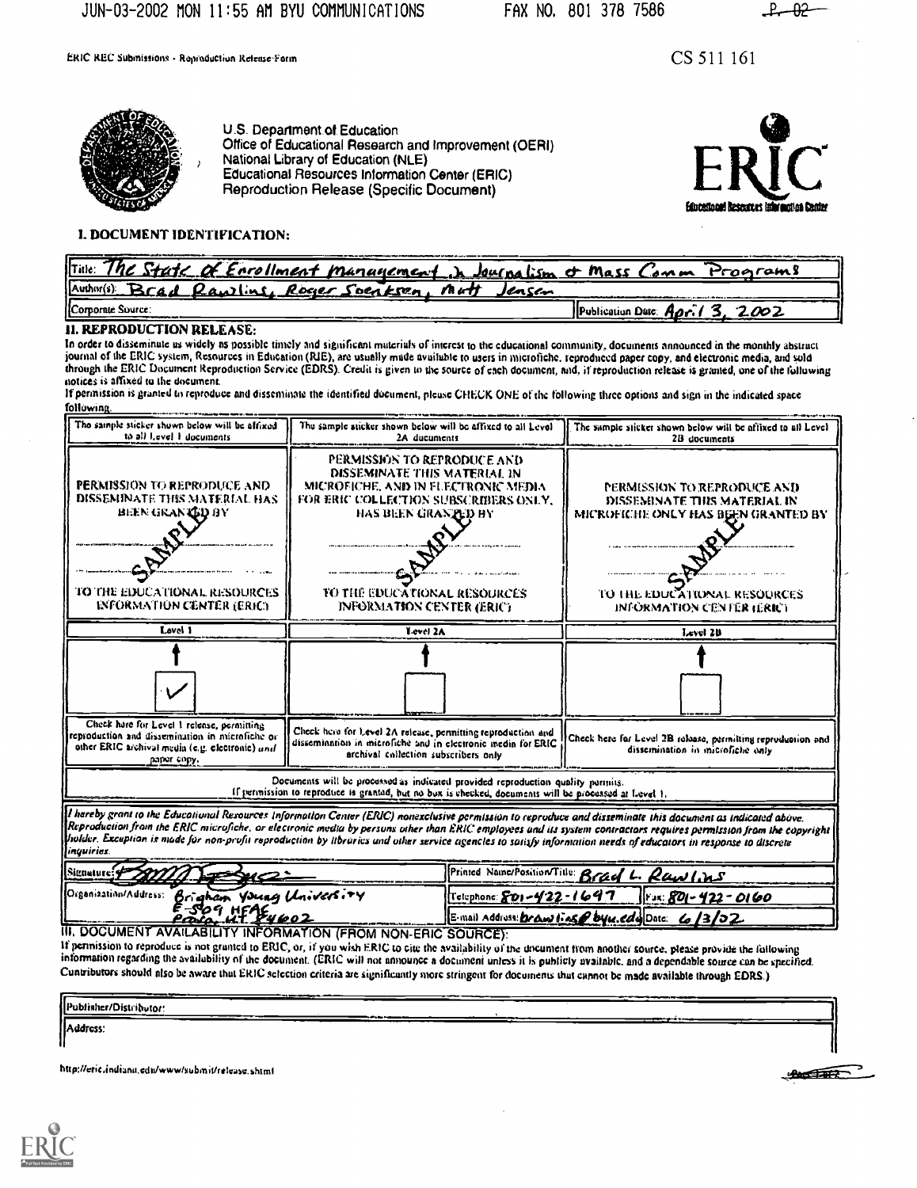ERIC REC Submissions - Reproduction Release Form

CS 511 161

U.S. Department of Education
Office of Educational Research and Improvement (OERI)
National Library of Education (NLE)
Educational Resources Information Center (ERIC)
Reproduction Release (Specific Document)

## I. DOCUMENT IDENTIFICATION:

| | |
|---|---|
| Title: The State of Enrollment Management in Journalism & Mass Comm Programs | |
| Author(s): Brad Rawlins, Roger Soenksen, Matt Jensen | |
| Corporate Source: | Publication Date: April 3, 2002 |

## II. REPRODUCTION RELEASE:

In order to disseminate as widely as possible timely and significant materials of interest to the educational community, documents announced in the monthly abstract journal of the ERIC system, Resources in Education (RIE), are usually made available to users in microfiche, reproduced paper copy, and electronic media, and sold through the ERIC Document Reproduction Service (EDRS). Credit is given to the source of each document, and, if reproduction release is granted, one of the following notices is affixed to the document.

If permission is granted to reproduce and disseminate the identified document, please CHECK ONE of the following three options and sign in the indicated space following.

| The sample sticker shown below will be affixed to all Level 1 documents | The sample sticker shown below will be affixed to all Level 2A documents | The sample sticker shown below will be affixed to all Level 2B documents |
|---|---|---|
| PERMISSION TO REPRODUCE AND DISSEMINATE THIS MATERIAL HAS BEEN GRANTED BY SAMPLE TO THE EDUCATIONAL RESOURCES INFORMATION CENTER (ERIC) | PERMISSION TO REPRODUCE AND DISSEMINATE THIS MATERIAL IN MICROFICHE, AND IN ELECTRONIC MEDIA FOR ERIC COLLECTION SUBSCRIBERS ONLY, HAS BEEN GRANTED BY SAMPLE TO THE EDUCATIONAL RESOURCES INFORMATION CENTER (ERIC) | PERMISSION TO REPRODUCE AND DISSEMINATE THIS MATERIAL IN MICROFICHE ONLY HAS BEEN GRANTED BY SAMPLE TO THE EDUCATIONAL RESOURCES INFORMATION CENTER (ERIC) |
| Level 1 | Level 2A | Level 2B |
| ✓ | | |
| Check here for Level 1 release, permitting reproduction and dissemination in microfiche or other ERIC archival media (e.g. electronic) *and* paper copy. | Check here for Level 2A release, permitting reproduction and dissemination in microfiche and in electronic media for ERIC archival collection subscribers only | Check here for Level 2B release, permitting reproduction and dissemination in microfiche only |

Documents will be processed as indicated provided reproduction quality permits.
If permission to reproduce is granted, but no box is checked, documents will be processed at Level 1.

*I hereby grant to the Educational Resources Information Center (ERIC) nonexclusive permission to reproduce and disseminate this document as indicated above. Reproduction from the ERIC microfiche, or electronic media by persons other than ERIC employees and its system contractors requires permission from the copyright holder. Exception is made for non-profit reproduction by libraries and other service agencies to satisfy information needs of educators in response to discrete inquiries.*

| | | |
|---|---|---|
| Signature: [signature] | Printed Name/Position/Title: Brad L. Rawlins | |
| Organization/Address: Brigham Young University E-509 HFAC Provo, UT 84602 | Telephone: 801-422-1697 | Fax: 801-422-0160 |
| | E-mail Address: brawlins@byu.edu | Date: 6/3/02 |

## III. DOCUMENT AVAILABILITY INFORMATION (FROM NON-ERIC SOURCE):

If permission to reproduce is not granted to ERIC, or, if you wish ERIC to cite the availability of the document from another source, please provide the following information regarding the availability of the document. (ERIC will not announce a document unless it is publicly available, and a dependable source can be specified. Contributors should also be aware that ERIC selection criteria are significantly more stringent for documents that cannot be made available through EDRS.)

| |
|---|
| Publisher/Distributor: |
| Address: |

http://eric.indiana.edu/www/submit/release.shtml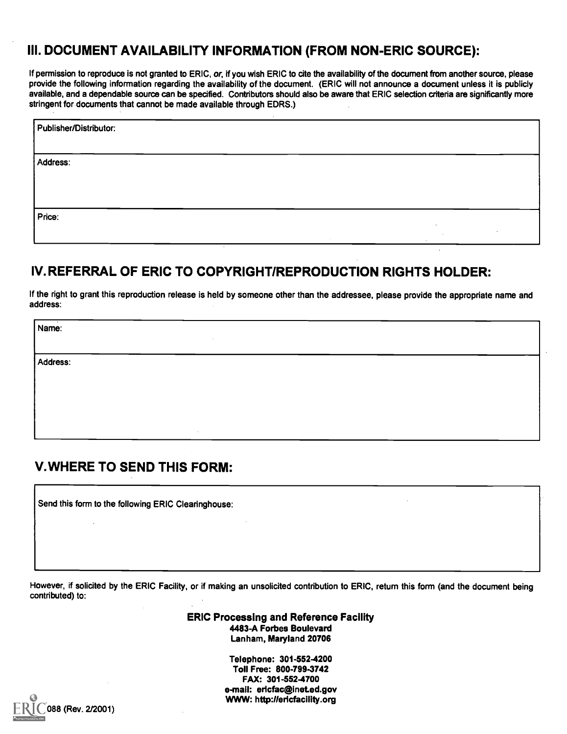## III. DOCUMENT AVAILABILITY INFORMATION (FROM NON-ERIC SOURCE):

If permission to reproduce is not granted to ERIC, *or*, if you wish ERIC to cite the availability of the document from another source, please provide the following information regarding the availability of the document. (ERIC will not announce a document unless it is publicly available, and a dependable source can be specified. Contributors should also be aware that ERIC selection criteria are significantly more stringent for documents that cannot be made available through EDRS.)

| |
|---|
| Publisher/Distributor: |
| Address: |
| Price: |

## IV. REFERRAL OF ERIC TO COPYRIGHT/REPRODUCTION RIGHTS HOLDER:

If the right to grant this reproduction release is held by someone other than the addressee, please provide the appropriate name and address:

| |
|---|
| Name: |
| Address: |

## V. WHERE TO SEND THIS FORM:

| |
|---|
| Send this form to the following ERIC Clearinghouse: |

However, if solicited by the ERIC Facility, or if making an unsolicited contribution to ERIC, return this form (and the document being contributed) to:

**ERIC Processing and Reference Facility**
**4483-A Forbes Boulevard**
**Lanham, Maryland 20706**

**Telephone: 301-552-4200**
**Toll Free: 800-799-3742**
**FAX: 301-552-4700**
**e-mail: ericfac@inet.ed.gov**
**WWW: http://ericfacility.org**

ERIC 088 (Rev. 2/2001)